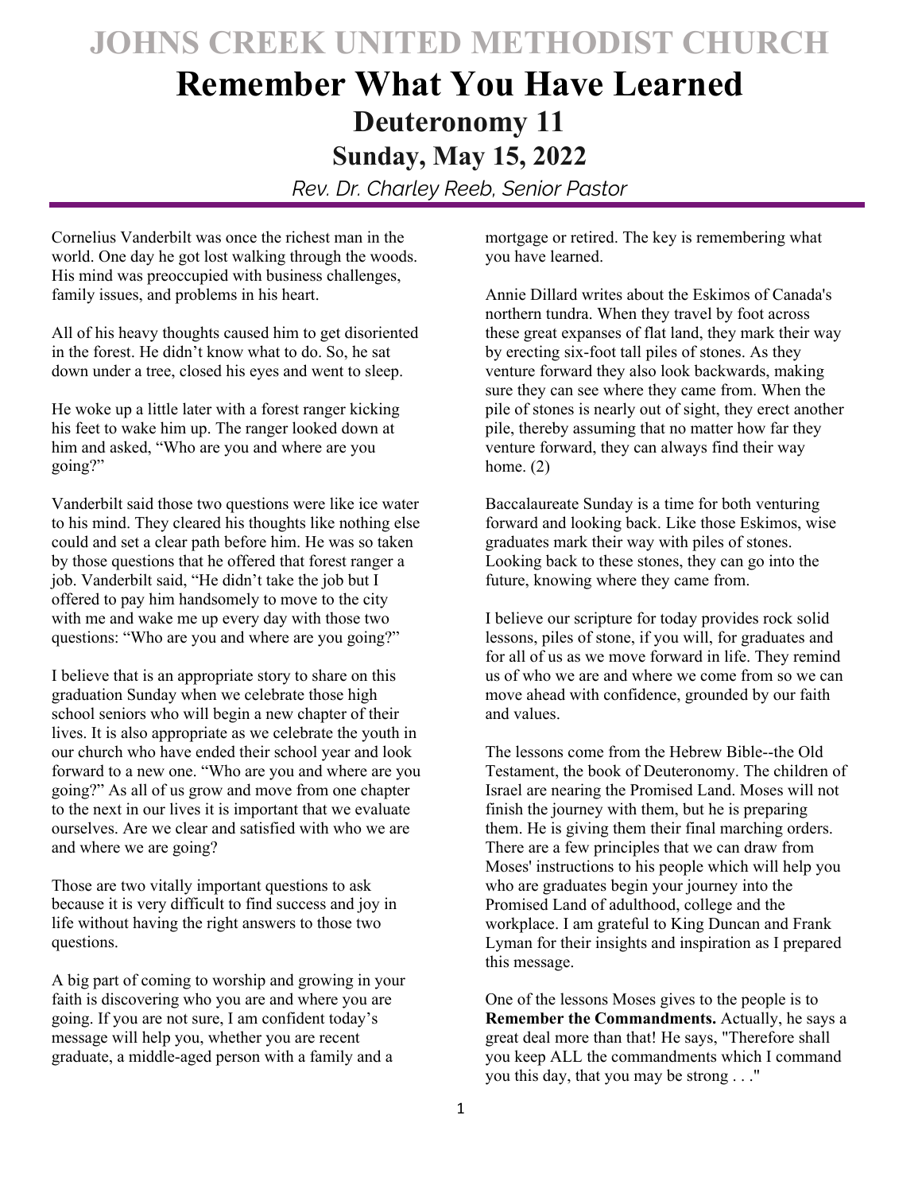# JOHNS CREEK UNITED METHODIST CHURCH

# Remember What You Have Learned

## Deuteronomy 11

## Sunday, May 15, 2022

*Rev. Dr. Charley Reeb, Senior Pastor*

Cornelius Vanderbilt was once the richest man in the world. One day he got lost walking through the woods. His mind was preoccupied with business challenges, family issues, and problems in his heart.

All of his heavy thoughts caused him to get disoriented in the forest. He didn't know what to do. So, he sat down under a tree, closed his eyes and went to sleep.

He woke up a little later with a forest ranger kicking his feet to wake him up. The ranger looked down at him and asked, "Who are you and where are you going?"

Vanderbilt said those two questions were like ice water to his mind. They cleared his thoughts like nothing else could and set a clear path before him. He was so taken by those questions that he offered that forest ranger a job. Vanderbilt said, "He didn't take the job but I offered to pay him handsomely to move to the city with me and wake me up every day with those two questions: "Who are you and where are you going?"

I believe that is an appropriate story to share on this graduation Sunday when we celebrate those high school seniors who will begin a new chapter of their lives. It is also appropriate as we celebrate the youth in our church who have ended their school year and look forward to a new one. "Who are you and where are you going?" As all of us grow and move from one chapter to the next in our lives it is important that we evaluate ourselves. Are we clear and satisfied with who we are and where we are going?

Those are two vitally important questions to ask because it is very difficult to find success and joy in life without having the right answers to those two questions.

A big part of coming to worship and growing in your faith is discovering who you are and where you are going. If you are not sure, I am confident today's message will help you, whether you are recent graduate, a middle-aged person with a family and a mortgage or retired. The key is remembering what you have learned.

Annie Dillard writes about the Eskimos of Canada's northern tundra. When they travel by foot across these great expanses of flat land, they mark their way by erecting six-foot tall piles of stones. As they venture forward they also look backwards, making sure they can see where they came from. When the pile of stones is nearly out of sight, they erect another pile, thereby assuming that no matter how far they venture forward, they can always find their way home. (2)

Baccalaureate Sunday is a time for both venturing forward and looking back. Like those Eskimos, wise graduates mark their way with piles of stones. Looking back to these stones, they can go into the future, knowing where they came from.

I believe our scripture for today provides rock solid lessons, piles of stone, if you will, for graduates and for all of us as we move forward in life. They remind us of who we are and where we come from so we can move ahead with confidence, grounded by our faith and values.

The lessons come from the Hebrew Bible--the Old Testament, the book of Deuteronomy. The children of Israel are nearing the Promised Land. Moses will not finish the journey with them, but he is preparing them. He is giving them their final marching orders. There are a few principles that we can draw from Moses' instructions to his people which will help you who are graduates begin your journey into the Promised Land of adulthood, college and the workplace. I am grateful to King Duncan and Frank Lyman for their insights and inspiration as I prepared this message.

One of the lessons Moses gives to the people is to **Remember the Commandments.** Actually, he says a great deal more than that! He says, "Therefore shall you keep ALL the commandments which I command you this day, that you may be strong . . ."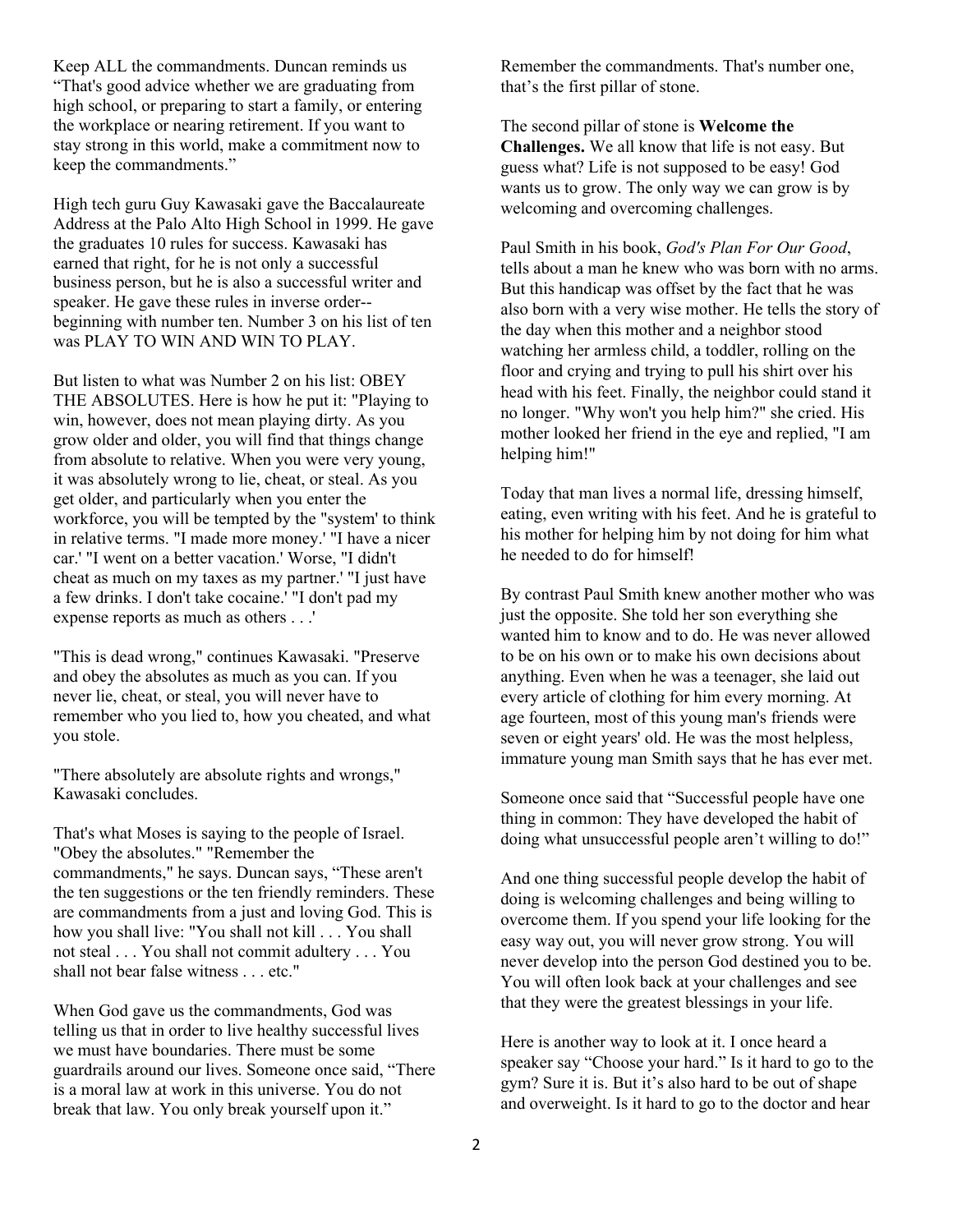Keep ALL the commandments. Duncan reminds us "That's good advice whether we are graduating from high school, or preparing to start a family, or entering the workplace or nearing retirement. If you want to stay strong in this world, make a commitment now to keep the commandments."

High tech guru Guy Kawasaki gave the Baccalaureate Address at the Palo Alto High School in 1999. He gave the graduates 10 rules for success. Kawasaki has earned that right, for he is not only a successful business person, but he is also a successful writer and speaker. He gave these rules in inverse order--beginning with number ten. Number 3 on his list of ten was PLAY TO WIN AND WIN TO PLAY.

But listen to what was Number 2 on his list: OBEY THE ABSOLUTES. Here is how he put it: "Playing to win, however, does not mean playing dirty. As you grow older and older, you will find that things change from absolute to relative. When you were very young, it was absolutely wrong to lie, cheat, or steal. As you get older, and particularly when you enter the workforce, you will be tempted by the "system' to think in relative terms. "I made more money.' "I have a nicer car.' "I went on a better vacation.' Worse, "I didn't cheat as much on my taxes as my partner.' "I just have a few drinks. I don't take cocaine.' "I don't pad my expense reports as much as others . . .'

"This is dead wrong," continues Kawasaki. "Preserve and obey the absolutes as much as you can. If you never lie, cheat, or steal, you will never have to remember who you lied to, how you cheated, and what you stole.

"There absolutely are absolute rights and wrongs," Kawasaki concludes.

That's what Moses is saying to the people of Israel. "Obey the absolutes." "Remember the commandments," he says. Duncan says, "These aren't the ten suggestions or the ten friendly reminders. These are commandments from a just and loving God. This is how you shall live: "You shall not kill . . . You shall not steal . . . You shall not commit adultery . . . You shall not bear false witness . . . etc."

When God gave us the commandments, God was telling us that in order to live healthy successful lives we must have boundaries. There must be some guardrails around our lives. Someone once said, "There is a moral law at work in this universe. You do not break that law. You only break yourself upon it."

Remember the commandments. That's number one, that's the first pillar of stone.

The second pillar of stone is **Welcome the Challenges.** We all know that life is not easy. But guess what? Life is not supposed to be easy! God wants us to grow. The only way we can grow is by welcoming and overcoming challenges.

Paul Smith in his book, *God's Plan For Our Good*, tells about a man he knew who was born with no arms. But this handicap was offset by the fact that he was also born with a very wise mother. He tells the story of the day when this mother and a neighbor stood watching her armless child, a toddler, rolling on the floor and crying and trying to pull his shirt over his head with his feet. Finally, the neighbor could stand it no longer. "Why won't you help him?" she cried. His mother looked her friend in the eye and replied, "I am helping him!"

Today that man lives a normal life, dressing himself, eating, even writing with his feet. And he is grateful to his mother for helping him by not doing for him what he needed to do for himself!

By contrast Paul Smith knew another mother who was just the opposite. She told her son everything she wanted him to know and to do. He was never allowed to be on his own or to make his own decisions about anything. Even when he was a teenager, she laid out every article of clothing for him every morning. At age fourteen, most of this young man's friends were seven or eight years' old. He was the most helpless, immature young man Smith says that he has ever met.

Someone once said that "Successful people have one thing in common: They have developed the habit of doing what unsuccessful people aren't willing to do!"

And one thing successful people develop the habit of doing is welcoming challenges and being willing to overcome them. If you spend your life looking for the easy way out, you will never grow strong. You will never develop into the person God destined you to be. You will often look back at your challenges and see that they were the greatest blessings in your life.

Here is another way to look at it. I once heard a speaker say "Choose your hard." Is it hard to go to the gym? Sure it is. But it's also hard to be out of shape and overweight. Is it hard to go to the doctor and hear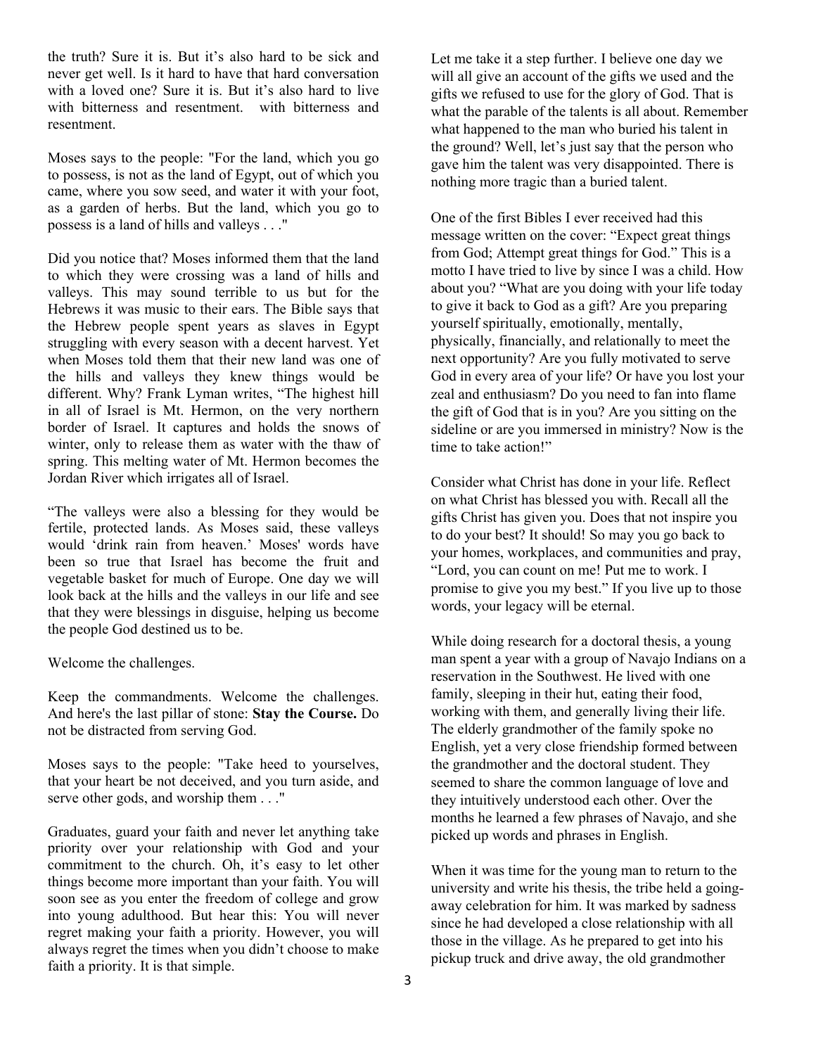the truth? Sure it is. But it's also hard to be sick and never get well. Is it hard to have that hard conversation with a loved one? Sure it is. But it's also hard to live with bitterness and resentment. with bitterness and resentment.

Moses says to the people: "For the land, which you go to possess, is not as the land of Egypt, out of which you came, where you sow seed, and water it with your foot, as a garden of herbs. But the land, which you go to possess is a land of hills and valleys . . ."

Did you notice that? Moses informed them that the land to which they were crossing was a land of hills and valleys. This may sound terrible to us but for the Hebrews it was music to their ears. The Bible says that the Hebrew people spent years as slaves in Egypt struggling with every season with a decent harvest. Yet when Moses told them that their new land was one of the hills and valleys they knew things would be different. Why? Frank Lyman writes, "The highest hill in all of Israel is Mt. Hermon, on the very northern border of Israel. It captures and holds the snows of winter, only to release them as water with the thaw of spring. This melting water of Mt. Hermon becomes the Jordan River which irrigates all of Israel.

"The valleys were also a blessing for they would be fertile, protected lands. As Moses said, these valleys would 'drink rain from heaven.' Moses' words have been so true that Israel has become the fruit and vegetable basket for much of Europe. One day we will look back at the hills and the valleys in our life and see that they were blessings in disguise, helping us become the people God destined us to be.

Welcome the challenges.

Keep the commandments. Welcome the challenges. And here's the last pillar of stone: **Stay the Course.** Do not be distracted from serving God.

Moses says to the people: "Take heed to yourselves, that your heart be not deceived, and you turn aside, and serve other gods, and worship them . . ."

Graduates, guard your faith and never let anything take priority over your relationship with God and your commitment to the church. Oh, it's easy to let other things become more important than your faith. You will soon see as you enter the freedom of college and grow into young adulthood. But hear this: You will never regret making your faith a priority. However, you will always regret the times when you didn't choose to make faith a priority. It is that simple.

Let me take it a step further. I believe one day we will all give an account of the gifts we used and the gifts we refused to use for the glory of God. That is what the parable of the talents is all about. Remember what happened to the man who buried his talent in the ground? Well, let's just say that the person who gave him the talent was very disappointed. There is nothing more tragic than a buried talent.

One of the first Bibles I ever received had this message written on the cover: "Expect great things from God; Attempt great things for God." This is a motto I have tried to live by since I was a child. How about you? "What are you doing with your life today to give it back to God as a gift? Are you preparing yourself spiritually, emotionally, mentally, physically, financially, and relationally to meet the next opportunity? Are you fully motivated to serve God in every area of your life? Or have you lost your zeal and enthusiasm? Do you need to fan into flame the gift of God that is in you? Are you sitting on the sideline or are you immersed in ministry? Now is the time to take action!"

Consider what Christ has done in your life. Reflect on what Christ has blessed you with. Recall all the gifts Christ has given you. Does that not inspire you to do your best? It should! So may you go back to your homes, workplaces, and communities and pray, "Lord, you can count on me! Put me to work. I promise to give you my best." If you live up to those words, your legacy will be eternal.

While doing research for a doctoral thesis, a young man spent a year with a group of Navajo Indians on a reservation in the Southwest. He lived with one family, sleeping in their hut, eating their food, working with them, and generally living their life. The elderly grandmother of the family spoke no English, yet a very close friendship formed between the grandmother and the doctoral student. They seemed to share the common language of love and they intuitively understood each other. Over the months he learned a few phrases of Navajo, and she picked up words and phrases in English.

When it was time for the young man to return to the university and write his thesis, the tribe held a going-away celebration for him. It was marked by sadness since he had developed a close relationship with all those in the village. As he prepared to get into his pickup truck and drive away, the old grandmother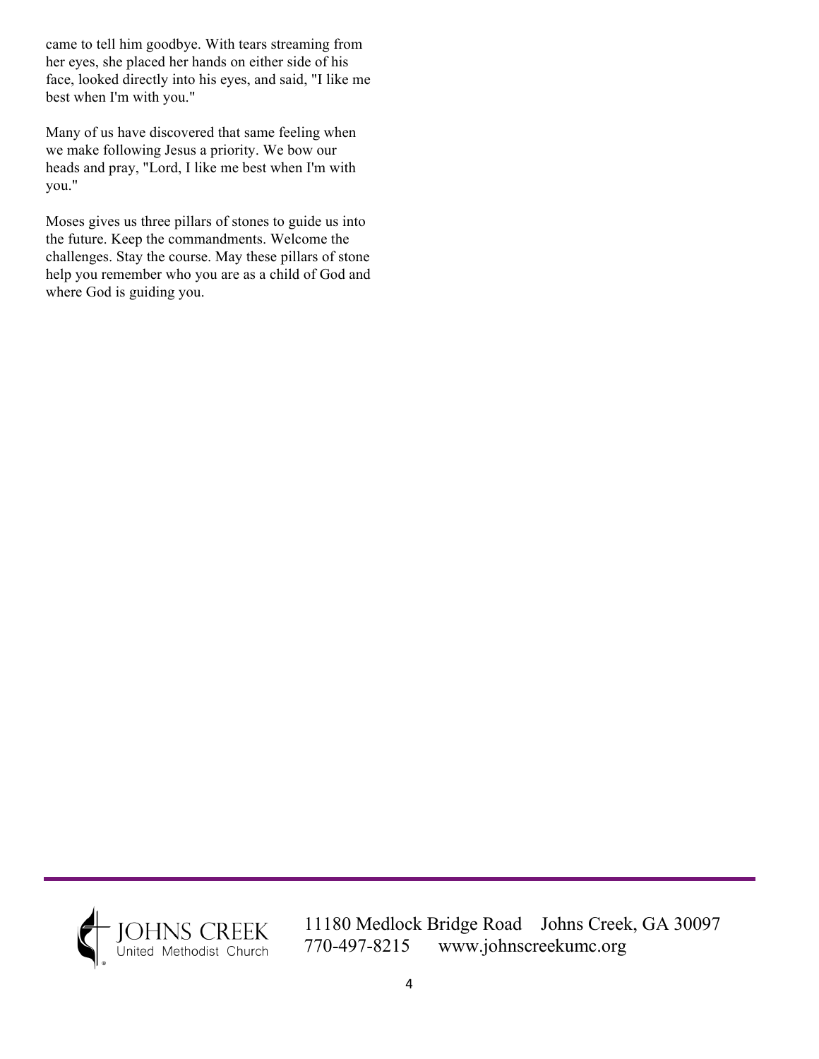came to tell him goodbye. With tears streaming from her eyes, she placed her hands on either side of his face, looked directly into his eyes, and said, "I like me best when I'm with you."

Many of us have discovered that same feeling when we make following Jesus a priority. We bow our heads and pray, "Lord, I like me best when I'm with you."

Moses gives us three pillars of stones to guide us into the future. Keep the commandments. Welcome the challenges. Stay the course. May these pillars of stone help you remember who you are as a child of God and where God is guiding you.

---

JOHNS CREEK
United Methodist Church

11180 Medlock Bridge Road Johns Creek, GA 30097
770-497-8215 www.johnscreekumc.org